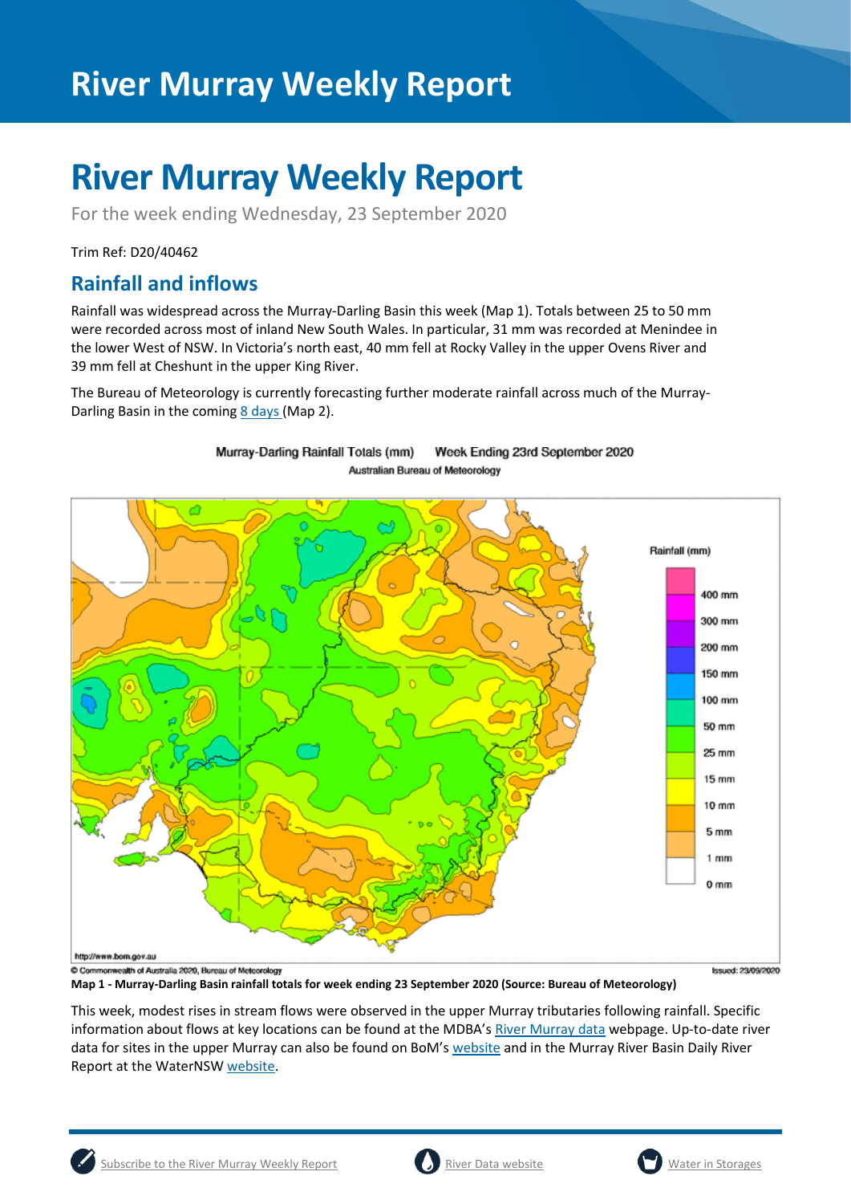# River Murray Weekly Report

For the week ending Wednesday, 23 September 2020

Trim Ref: D20/40462

## Rainfall and inflows

Rainfall was widespread across the Murray-Darling Basin this week (Map 1). Totals between 25 to 50 mm were recorded across most of inland New South Wales. In particular, 31 mm was recorded at Menindee in the lower West of NSW. In Victoria's north east, 40 mm fell at Rocky Valley in the upper Ovens River and 39 mm fell at Cheshunt in the upper King River.

The Bureau of Meteorology is currently forecasting further moderate rainfall across much of the Murray-Darling Basin in the coming 8 days (Map 2).

**Map 1 - Murray-Darling Basin rainfall totals for week ending 23 September 2020 (Source: Bureau of Meteorology)**

This week, modest rises in stream flows were observed in the upper Murray tributaries following rainfall. Specific information about flows at key locations can be found at the MDBA's River Murray data webpage. Up-to-date river data for sites in the upper Murray can also be found on BoM's website and in the Murray River Basin Daily River Report at the WaterNSW website.

Subscribe to the River Murray Weekly Report | River Data website | Water in Storages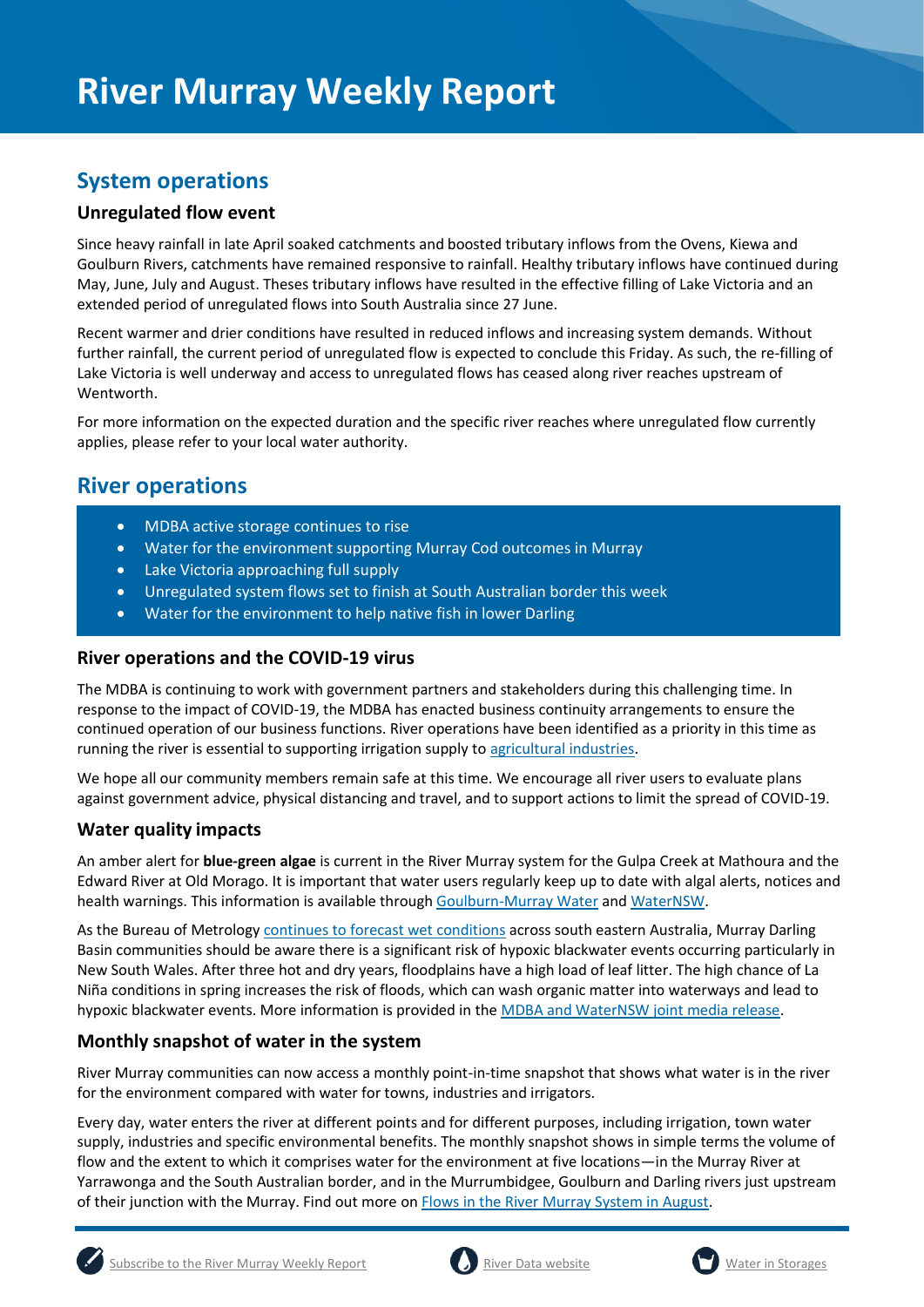# River Murray Weekly Report

## System operations

### Unregulated flow event

Since heavy rainfall in late April soaked catchments and boosted tributary inflows from the Ovens, Kiewa and Goulburn Rivers, catchments have remained responsive to rainfall. Healthy tributary inflows have continued during May, June, July and August. Theses tributary inflows have resulted in the effective filling of Lake Victoria and an extended period of unregulated flows into South Australia since 27 June.

Recent warmer and drier conditions have resulted in reduced inflows and increasing system demands. Without further rainfall, the current period of unregulated flow is expected to conclude this Friday. As such, the re-filling of Lake Victoria is well underway and access to unregulated flows has ceased along river reaches upstream of Wentworth.

For more information on the expected duration and the specific river reaches where unregulated flow currently applies, please refer to your local water authority.

## River operations

- MDBA active storage continues to rise
- Water for the environment supporting Murray Cod outcomes in Murray
- Lake Victoria approaching full supply
- Unregulated system flows set to finish at South Australian border this week
- Water for the environment to help native fish in lower Darling

### River operations and the COVID-19 virus

The MDBA is continuing to work with government partners and stakeholders during this challenging time. In response to the impact of COVID-19, the MDBA has enacted business continuity arrangements to ensure the continued operation of our business functions. River operations have been identified as a priority in this time as running the river is essential to supporting irrigation supply to agricultural industries.

We hope all our community members remain safe at this time. We encourage all river users to evaluate plans against government advice, physical distancing and travel, and to support actions to limit the spread of COVID-19.

### Water quality impacts

An amber alert for **blue-green algae** is current in the River Murray system for the Gulpa Creek at Mathoura and the Edward River at Old Morago. It is important that water users regularly keep up to date with algal alerts, notices and health warnings. This information is available through Goulburn-Murray Water and WaterNSW.

As the Bureau of Metrology continues to forecast wet conditions across south eastern Australia, Murray Darling Basin communities should be aware there is a significant risk of hypoxic blackwater events occurring particularly in New South Wales. After three hot and dry years, floodplains have a high load of leaf litter. The high chance of La Niña conditions in spring increases the risk of floods, which can wash organic matter into waterways and lead to hypoxic blackwater events. More information is provided in the MDBA and WaterNSW joint media release.

### Monthly snapshot of water in the system

River Murray communities can now access a monthly point-in-time snapshot that shows what water is in the river for the environment compared with water for towns, industries and irrigators.

Every day, water enters the river at different points and for different purposes, including irrigation, town water supply, industries and specific environmental benefits. The monthly snapshot shows in simple terms the volume of flow and the extent to which it comprises water for the environment at five locations—in the Murray River at Yarrawonga and the South Australian border, and in the Murrumbidgee, Goulburn and Darling rivers just upstream of their junction with the Murray. Find out more on Flows in the River Murray System in August.

Subscribe to the River Murray Weekly Report | River Data website | Water in Storages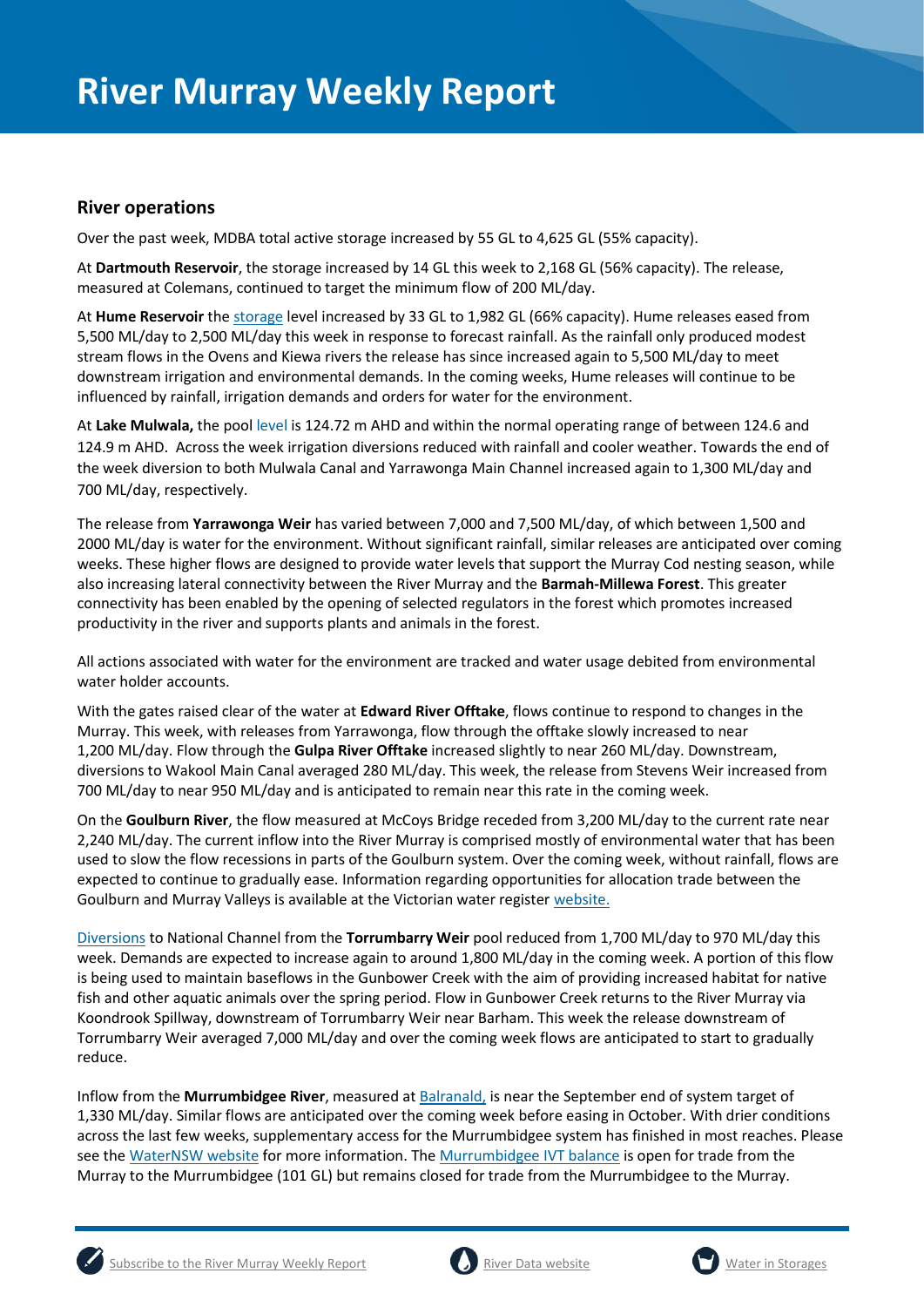# River Murray Weekly Report

## River operations

Over the past week, MDBA total active storage increased by 55 GL to 4,625 GL (55% capacity).

At **Dartmouth Reservoir**, the storage increased by 14 GL this week to 2,168 GL (56% capacity). The release, measured at Colemans, continued to target the minimum flow of 200 ML/day.

At **Hume Reservoir** the storage level increased by 33 GL to 1,982 GL (66% capacity). Hume releases eased from 5,500 ML/day to 2,500 ML/day this week in response to forecast rainfall. As the rainfall only produced modest stream flows in the Ovens and Kiewa rivers the release has since increased again to 5,500 ML/day to meet downstream irrigation and environmental demands. In the coming weeks, Hume releases will continue to be influenced by rainfall, irrigation demands and orders for water for the environment.

At **Lake Mulwala,** the pool level is 124.72 m AHD and within the normal operating range of between 124.6 and 124.9 m AHD. Across the week irrigation diversions reduced with rainfall and cooler weather. Towards the end of the week diversion to both Mulwala Canal and Yarrawonga Main Channel increased again to 1,300 ML/day and 700 ML/day, respectively.

The release from **Yarrawonga Weir** has varied between 7,000 and 7,500 ML/day, of which between 1,500 and 2000 ML/day is water for the environment. Without significant rainfall, similar releases are anticipated over coming weeks. These higher flows are designed to provide water levels that support the Murray Cod nesting season, while also increasing lateral connectivity between the River Murray and the **Barmah-Millewa Forest**. This greater connectivity has been enabled by the opening of selected regulators in the forest which promotes increased productivity in the river and supports plants and animals in the forest.

All actions associated with water for the environment are tracked and water usage debited from environmental water holder accounts.

With the gates raised clear of the water at **Edward River Offtake**, flows continue to respond to changes in the Murray. This week, with releases from Yarrawonga, flow through the offtake slowly increased to near 1,200 ML/day. Flow through the **Gulpa River Offtake** increased slightly to near 260 ML/day. Downstream, diversions to Wakool Main Canal averaged 280 ML/day. This week, the release from Stevens Weir increased from 700 ML/day to near 950 ML/day and is anticipated to remain near this rate in the coming week.

On the **Goulburn River**, the flow measured at McCoys Bridge receded from 3,200 ML/day to the current rate near 2,240 ML/day. The current inflow into the River Murray is comprised mostly of environmental water that has been used to slow the flow recessions in parts of the Goulburn system. Over the coming week, without rainfall, flows are expected to continue to gradually ease. Information regarding opportunities for allocation trade between the Goulburn and Murray Valleys is available at the Victorian water register website.

Diversions to National Channel from the **Torrumbarry Weir** pool reduced from 1,700 ML/day to 970 ML/day this week. Demands are expected to increase again to around 1,800 ML/day in the coming week. A portion of this flow is being used to maintain baseflows in the Gunbower Creek with the aim of providing increased habitat for native fish and other aquatic animals over the spring period. Flow in Gunbower Creek returns to the River Murray via Koondrook Spillway, downstream of Torrumbarry Weir near Barham. This week the release downstream of Torrumbarry Weir averaged 7,000 ML/day and over the coming week flows are anticipated to start to gradually reduce.

Inflow from the **Murrumbidgee River**, measured at Balranald, is near the September end of system target of 1,330 ML/day. Similar flows are anticipated over the coming week before easing in October. With drier conditions across the last few weeks, supplementary access for the Murrumbidgee system has finished in most reaches. Please see the WaterNSW website for more information. The Murrumbidgee IVT balance is open for trade from the Murray to the Murrumbidgee (101 GL) but remains closed for trade from the Murrumbidgee to the Murray.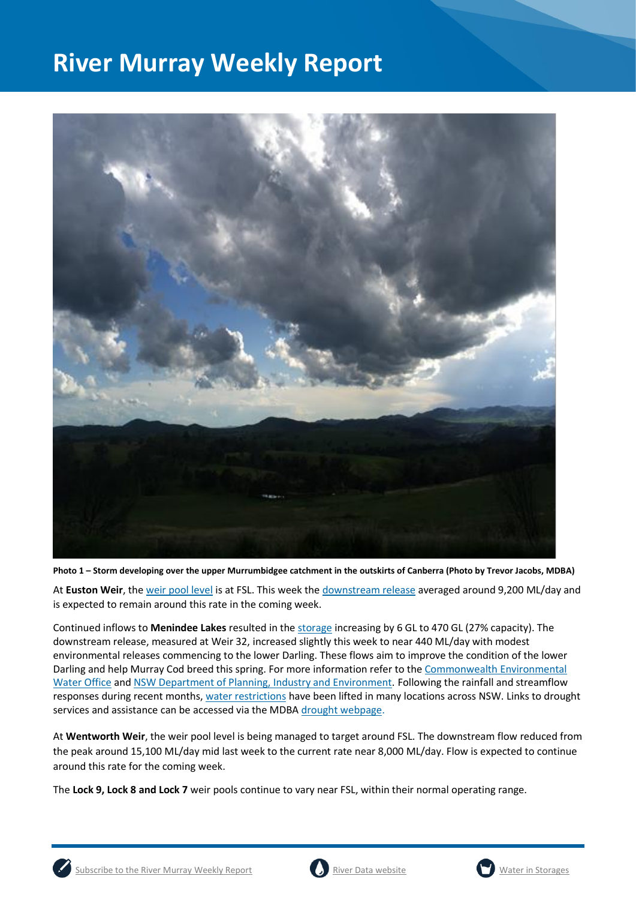# River Murray Weekly Report

**Photo 1 – Storm developing over the upper Murrumbidgee catchment in the outskirts of Canberra (Photo by Trevor Jacobs, MDBA)**

At **Euston Weir**, the weir pool level is at FSL. This week the downstream release averaged around 9,200 ML/day and is expected to remain around this rate in the coming week.

Continued inflows to **Menindee Lakes** resulted in the storage increasing by 6 GL to 470 GL (27% capacity). The downstream release, measured at Weir 32, increased slightly this week to near 440 ML/day with modest environmental releases commencing to the lower Darling. These flows aim to improve the condition of the lower Darling and help Murray Cod breed this spring. For more information refer to the Commonwealth Environmental Water Office and NSW Department of Planning, Industry and Environment. Following the rainfall and streamflow responses during recent months, water restrictions have been lifted in many locations across NSW. Links to drought services and assistance can be accessed via the MDBA drought webpage.

At **Wentworth Weir**, the weir pool level is being managed to target around FSL. The downstream flow reduced from the peak around 15,100 ML/day mid last week to the current rate near 8,000 ML/day. Flow is expected to continue around this rate for the coming week.

The **Lock 9, Lock 8 and Lock 7** weir pools continue to vary near FSL, within their normal operating range.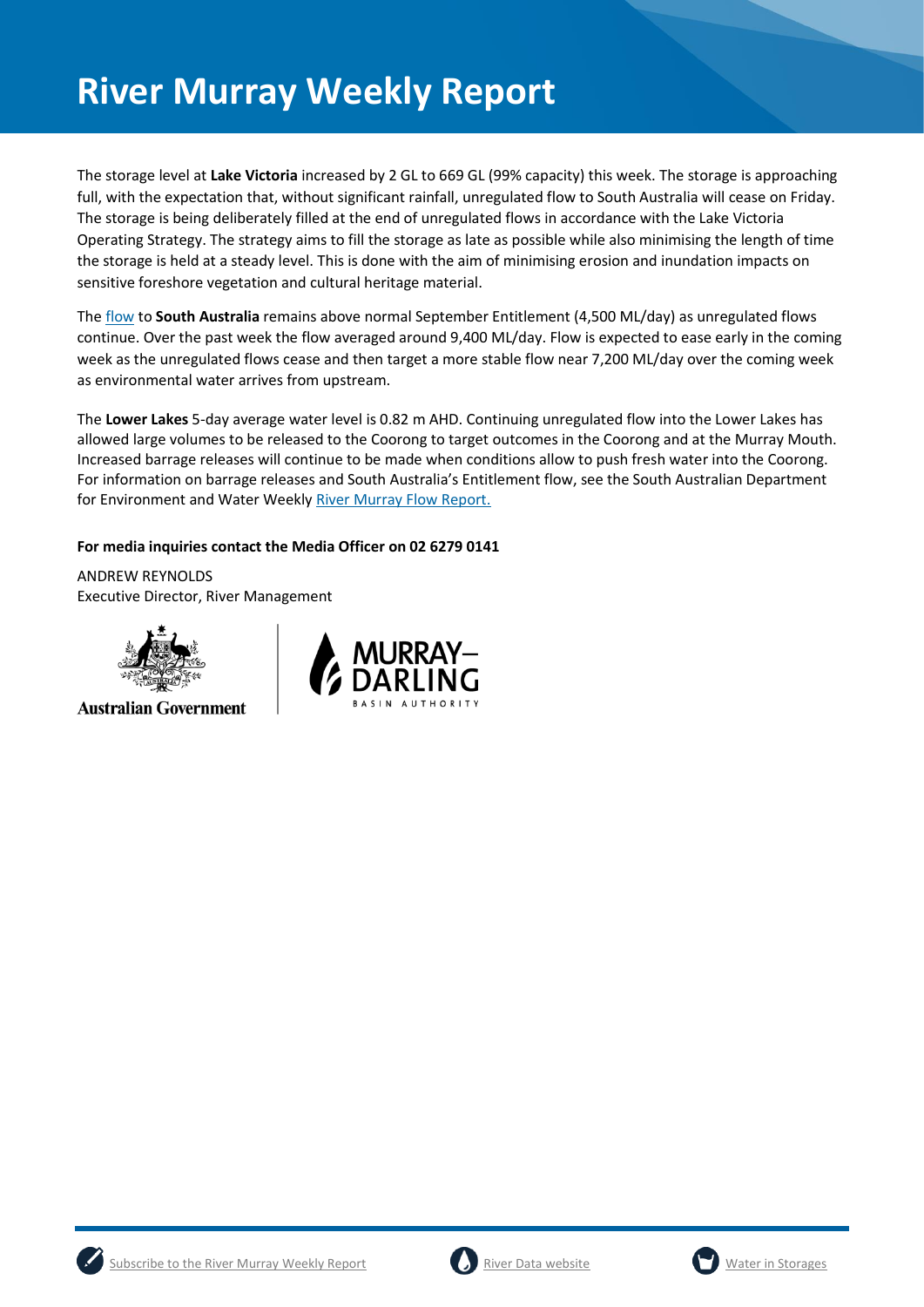# River Murray Weekly Report

The storage level at **Lake Victoria** increased by 2 GL to 669 GL (99% capacity) this week. The storage is approaching full, with the expectation that, without significant rainfall, unregulated flow to South Australia will cease on Friday. The storage is being deliberately filled at the end of unregulated flows in accordance with the Lake Victoria Operating Strategy. The strategy aims to fill the storage as late as possible while also minimising the length of time the storage is held at a steady level. This is done with the aim of minimising erosion and inundation impacts on sensitive foreshore vegetation and cultural heritage material.

The flow to **South Australia** remains above normal September Entitlement (4,500 ML/day) as unregulated flows continue. Over the past week the flow averaged around 9,400 ML/day. Flow is expected to ease early in the coming week as the unregulated flows cease and then target a more stable flow near 7,200 ML/day over the coming week as environmental water arrives from upstream.

The **Lower Lakes** 5-day average water level is 0.82 m AHD. Continuing unregulated flow into the Lower Lakes has allowed large volumes to be released to the Coorong to target outcomes in the Coorong and at the Murray Mouth. Increased barrage releases will continue to be made when conditions allow to push fresh water into the Coorong. For information on barrage releases and South Australia's Entitlement flow, see the South Australian Department for Environment and Water Weekly River Murray Flow Report.

**For media inquiries contact the Media Officer on 02 6279 0141**

ANDREW REYNOLDS
Executive Director, River Management

Australian Government

MURRAY–DARLING BASIN AUTHORITY

Subscribe to the River Murray Weekly Report | River Data website | Water in Storages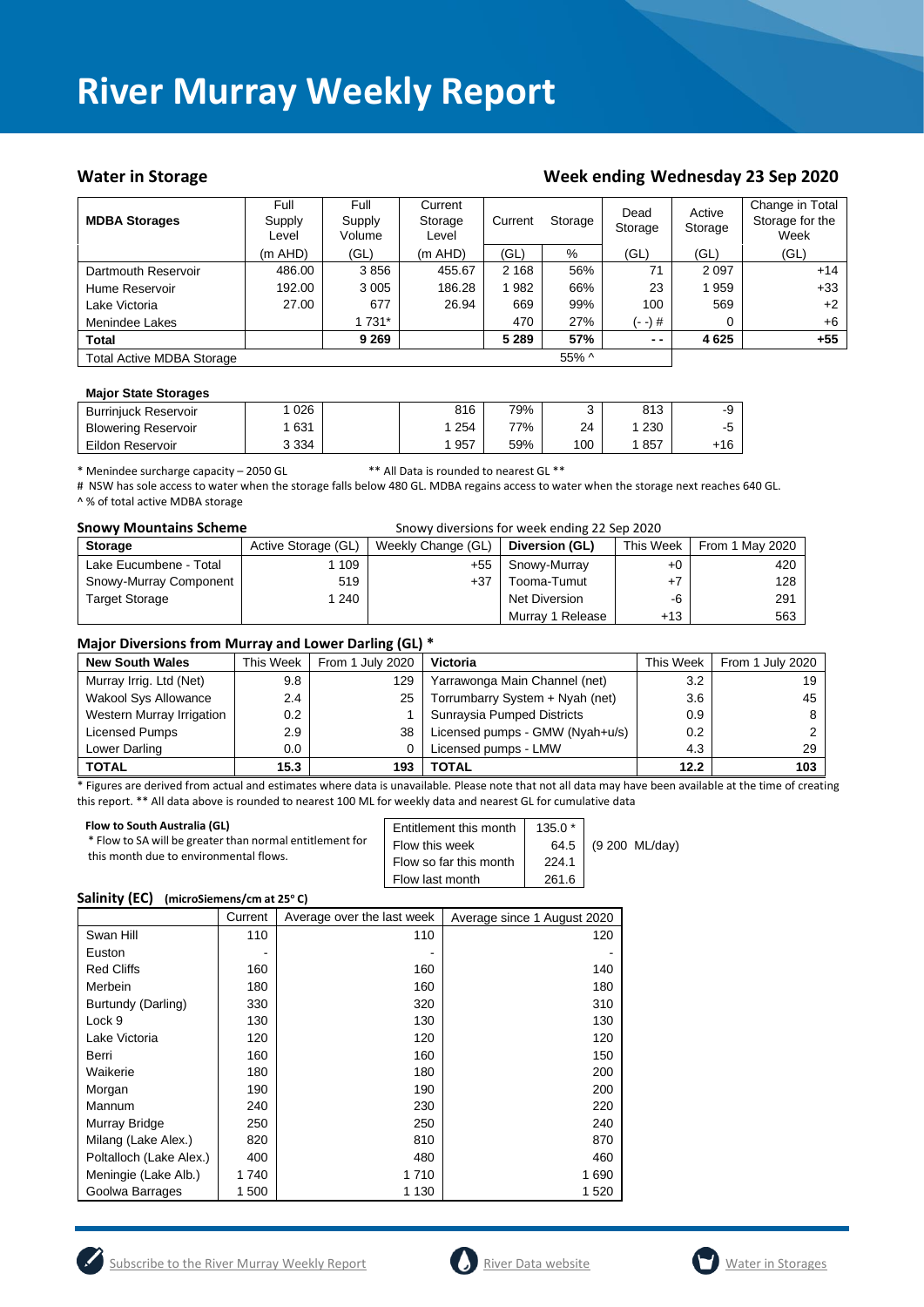# River Murray Weekly Report

## Water in Storage

## Week ending Wednesday 23 Sep 2020

| MDBA Storages | Full Supply Level | Full Supply Volume | Current Storage Level | Current | Storage | Dead Storage | Active Storage | Change in Total Storage for the Week |
|---|---|---|---|---|---|---|---|---|
| | (m AHD) | (GL) | (m AHD) | (GL) | % | (GL) | (GL) | (GL) |
| Dartmouth Reservoir | 486.00 | 3 856 | 455.67 | 2 168 | 56% | 71 | 2 097 | +14 |
| Hume Reservoir | 192.00 | 3 005 | 186.28 | 1 982 | 66% | 23 | 1 959 | +33 |
| Lake Victoria | 27.00 | 677 | 26.94 | 669 | 99% | 100 | 569 | +2 |
| Menindee Lakes | | 1 731* | | 470 | 27% | (- -) # | 0 | +6 |
| **Total** | | **9 269** | | **5 289** | **57%** | **- -** | **4 625** | **+55** |
| Total Active MDBA Storage | | | | | 55% ^ | | | |

### Major State Storages

| | | | | | | | |
|---|---|---|---|---|---|---|---|
| Burrinjuck Reservoir | 1 026 | | 816 | 79% | 3 | 813 | -9 |
| Blowering Reservoir | 1 631 | | 1 254 | 77% | 24 | 1 230 | -5 |
| Eildon Reservoir | 3 334 | | 1 957 | 59% | 100 | 1 857 | +16 |

\* Menindee surcharge capacity – 2050 GL ** All Data is rounded to nearest GL **

# NSW has sole access to water when the storage falls below 480 GL. MDBA regains access to water when the storage next reaches 640 GL.

^ % of total active MDBA storage

### Snowy Mountains Scheme

Snowy diversions for week ending 22 Sep 2020

| Storage | Active Storage (GL) | Weekly Change (GL) | Diversion (GL) | This Week | From 1 May 2020 |
|---|---|---|---|---|---|
| Lake Eucumbene - Total | 1 109 | +55 | Snowy-Murray | +0 | 420 |
| Snowy-Murray Component | 519 | +37 | Tooma-Tumut | +7 | 128 |
| Target Storage | 1 240 | | Net Diversion | -6 | 291 |
| | | | Murray 1 Release | +13 | 563 |

### Major Diversions from Murray and Lower Darling (GL) *

| New South Wales | This Week | From 1 July 2020 | Victoria | This Week | From 1 July 2020 |
|---|---|---|---|---|---|
| Murray Irrig. Ltd (Net) | 9.8 | 129 | Yarrawonga Main Channel (net) | 3.2 | 19 |
| Wakool Sys Allowance | 2.4 | 25 | Torrumbarry System + Nyah (net) | 3.6 | 45 |
| Western Murray Irrigation | 0.2 | 1 | Sunraysia Pumped Districts | 0.9 | 8 |
| Licensed Pumps | 2.9 | 38 | Licensed pumps - GMW (Nyah+u/s) | 0.2 | 2 |
| Lower Darling | 0.0 | 0 | Licensed pumps - LMW | 4.3 | 29 |
| **TOTAL** | **15.3** | **193** | **TOTAL** | **12.2** | **103** |

\* Figures are derived from actual and estimates where data is unavailable. Please note that not all data may have been available at the time of creating this report. ** All data above is rounded to nearest 100 ML for weekly data and nearest GL for cumulative data

**Flow to South Australia (GL)**

\* Flow to SA will be greater than normal entitlement for this month due to environmental flows.

| | | |
|---|---|---|
| Entitlement this month | 135.0 * | |
| Flow this week | 64.5 | (9 200 ML/day) |
| Flow so far this month | 224.1 | |
| Flow last month | 261.6 | |

### Salinity (EC) (microSiemens/cm at 25° C)

| | Current | Average over the last week | Average since 1 August 2020 |
|---|---|---|---|
| Swan Hill | 110 | 110 | 120 |
| Euston | - | - | - |
| Red Cliffs | 160 | 160 | 140 |
| Merbein | 180 | 160 | 180 |
| Burtundy (Darling) | 330 | 320 | 310 |
| Lock 9 | 130 | 130 | 130 |
| Lake Victoria | 120 | 120 | 120 |
| Berri | 160 | 160 | 150 |
| Waikerie | 180 | 180 | 200 |
| Morgan | 190 | 190 | 200 |
| Mannum | 240 | 230 | 220 |
| Murray Bridge | 250 | 250 | 240 |
| Milang (Lake Alex.) | 820 | 810 | 870 |
| Poltalloch (Lake Alex.) | 400 | 480 | 460 |
| Meningie (Lake Alb.) | 1 740 | 1 710 | 1 690 |
| Goolwa Barrages | 1 500 | 1 130 | 1 520 |

Subscribe to the River Murray Weekly Report River Data website Water in Storages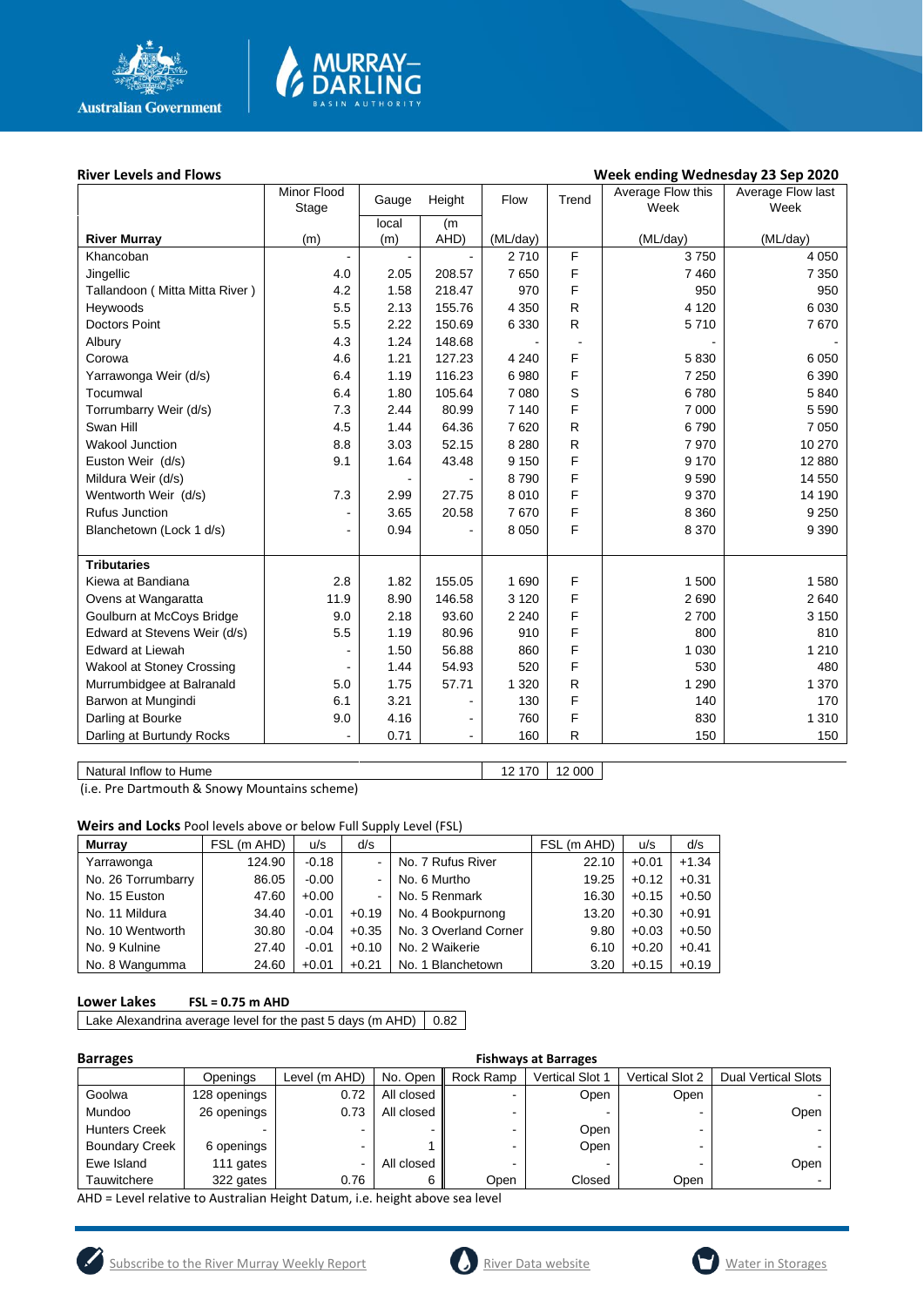## River Levels and Flows

**Week ending Wednesday 23 Sep 2020**

| River Murray | Minor Flood Stage (m) | Gauge local (m) | Height (m AHD) | Flow (ML/day) | Trend | Average Flow this Week (ML/day) | Average Flow last Week (ML/day) |
|---|---|---|---|---|---|---|---|
| Khancoban | - | - | - | 2 710 | F | 3 750 | 4 050 |
| Jingellic | 4.0 | 2.05 | 208.57 | 7 650 | F | 7 460 | 7 350 |
| Tallandoon ( Mitta Mitta River ) | 4.2 | 1.58 | 218.47 | 970 | F | 950 | 950 |
| Heywoods | 5.5 | 2.13 | 155.76 | 4 350 | R | 4 120 | 6 030 |
| Doctors Point | 5.5 | 2.22 | 150.69 | 6 330 | R | 5 710 | 7 670 |
| Albury | 4.3 | 1.24 | 148.68 | - | - | - | - |
| Corowa | 4.6 | 1.21 | 127.23 | 4 240 | F | 5 830 | 6 050 |
| Yarrawonga Weir (d/s) | 6.4 | 1.19 | 116.23 | 6 980 | F | 7 250 | 6 390 |
| Tocumwal | 6.4 | 1.80 | 105.64 | 7 080 | S | 6 780 | 5 840 |
| Torrumbarry Weir (d/s) | 7.3 | 2.44 | 80.99 | 7 140 | F | 7 000 | 5 590 |
| Swan Hill | 4.5 | 1.44 | 64.36 | 7 620 | R | 6 790 | 7 050 |
| Wakool Junction | 8.8 | 3.03 | 52.15 | 8 280 | R | 7 970 | 10 270 |
| Euston Weir (d/s) | 9.1 | 1.64 | 43.48 | 9 150 | F | 9 170 | 12 880 |
| Mildura Weir (d/s) | | - | - | 8 790 | F | 9 590 | 14 550 |
| Wentworth Weir (d/s) | 7.3 | 2.99 | 27.75 | 8 010 | F | 9 370 | 14 190 |
| Rufus Junction | - | 3.65 | 20.58 | 7 670 | F | 8 360 | 9 250 |
| Blanchetown (Lock 1 d/s) | - | 0.94 | - | 8 050 | F | 8 370 | 9 390 |
| **Tributaries** | | | | | | | |
| Kiewa at Bandiana | 2.8 | 1.82 | 155.05 | 1 690 | F | 1 500 | 1 580 |
| Ovens at Wangaratta | 11.9 | 8.90 | 146.58 | 3 120 | F | 2 690 | 2 640 |
| Goulburn at McCoys Bridge | 9.0 | 2.18 | 93.60 | 2 240 | F | 2 700 | 3 150 |
| Edward at Stevens Weir (d/s) | 5.5 | 1.19 | 80.96 | 910 | F | 800 | 810 |
| Edward at Liewah | - | 1.50 | 56.88 | 860 | F | 1 030 | 1 210 |
| Wakool at Stoney Crossing | - | 1.44 | 54.93 | 520 | F | 530 | 480 |
| Murrumbidgee at Balranald | 5.0 | 1.75 | 57.71 | 1 320 | R | 1 290 | 1 370 |
| Barwon at Mungindi | 6.1 | 3.21 | - | 130 | F | 140 | 170 |
| Darling at Bourke | 9.0 | 4.16 | - | 760 | F | 830 | 1 310 |
| Darling at Burtundy Rocks | - | 0.71 | - | 160 | R | 150 | 150 |

| Natural Inflow to Hume | 12 170 | 12 000 |
|---|---|---|

(i.e. Pre Dartmouth & Snowy Mountains scheme)

## Weirs and Locks
Pool levels above or below Full Supply Level (FSL)

| Murray | FSL (m AHD) | u/s | d/s | | FSL (m AHD) | u/s | d/s |
|---|---|---|---|---|---|---|---|
| Yarrawonga | 124.90 | -0.18 | - | No. 7 Rufus River | 22.10 | +0.01 | +1.34 |
| No. 26 Torrumbarry | 86.05 | -0.00 | - | No. 6 Murtho | 19.25 | +0.12 | +0.31 |
| No. 15 Euston | 47.60 | +0.00 | - | No. 5 Renmark | 16.30 | +0.15 | +0.50 |
| No. 11 Mildura | 34.40 | -0.01 | +0.19 | No. 4 Bookpurnong | 13.20 | +0.30 | +0.91 |
| No. 10 Wentworth | 30.80 | -0.04 | +0.35 | No. 3 Overland Corner | 9.80 | +0.03 | +0.50 |
| No. 9 Kulnine | 27.40 | -0.01 | +0.10 | No. 2 Waikerie | 6.10 | +0.20 | +0.41 |
| No. 8 Wangumma | 24.60 | +0.01 | +0.21 | No. 1 Blanchetown | 3.20 | +0.15 | +0.19 |

## Lower Lakes
**FSL = 0.75 m AHD**

| Lake Alexandrina average level for the past 5 days (m AHD) | 0.82 |
|---|---|

## Barrages

| | Openings | Level (m AHD) | No. Open | Fishways at Barrages: Rock Ramp | Vertical Slot 1 | Vertical Slot 2 | Dual Vertical Slots |
|---|---|---|---|---|---|---|---|
| Goolwa | 128 openings | 0.72 | All closed | - | Open | Open | - |
| Mundoo | 26 openings | 0.73 | All closed | - | - | - | Open |
| Hunters Creek | - | - | - | - | Open | - | - |
| Boundary Creek | 6 openings | - | 1 | - | Open | - | - |
| Ewe Island | 111 gates | - | All closed | - | - | - | Open |
| Tauwitchere | 322 gates | 0.76 | 6 | Open | Closed | Open | - |

AHD = Level relative to Australian Height Datum, i.e. height above sea level

Subscribe to the River Murray Weekly Report | River Data website | Water in Storages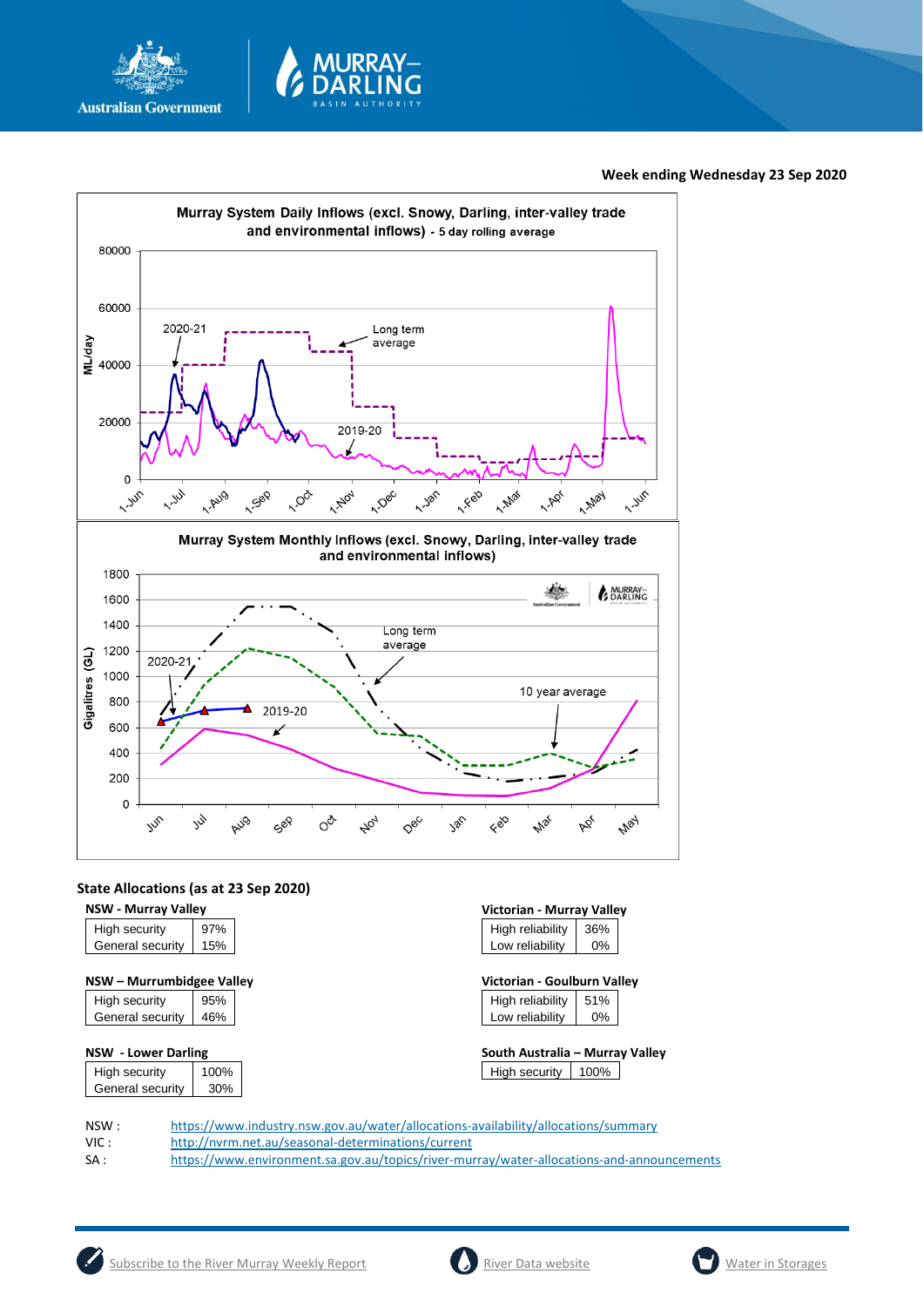Week ending Wednesday 23 Sep 2020

Murray System Daily Inflows (excl. Snowy, Darling, inter-valley trade and environmental inflows) - 5 day rolling average

80000
60000
40000
20000
0
ML/day
2020-21
Long term average
2019-20
1-Jun 1-Jul 1-Aug 1-Sep 1-Oct 1-Nov 1-Dec 1-Jan 1-Feb 1-Mar 1-Apr 1-May 1-Jun

Murray System Monthly Inflows (excl. Snowy, Darling, inter-valley trade and environmental inflows)

1800
1600
1400
1200
1000
800
600
400
200
0
Gigalitres (GL)
2020-21
Long term average
2019-20
10 year average
Jun Jul Aug Sep Oct Nov Dec Jan Feb Mar Apr May

## State Allocations (as at 23 Sep 2020)

**NSW - Murray Valley**

| | |
|---|---|
| High security | 97% |
| General security | 15% |

**NSW – Murrumbidgee Valley**

| | |
|---|---|
| High security | 95% |
| General security | 46% |

**NSW - Lower Darling**

| | |
|---|---|
| High security | 100% |
| General security | 30% |

**Victorian - Murray Valley**

| | |
|---|---|
| High reliability | 36% |
| Low reliability | 0% |

**Victorian - Goulburn Valley**

| | |
|---|---|
| High reliability | 51% |
| Low reliability | 0% |

**South Australia – Murray Valley**

| | |
|---|---|
| High security | 100% |

NSW : https://www.industry.nsw.gov.au/water/allocations-availability/allocations/summary
VIC : http://nvrm.net.au/seasonal-determinations/current
SA : https://www.environment.sa.gov.au/topics/river-murray/water-allocations-and-announcements

Subscribe to the River Murray Weekly Report

River Data website

Water in Storages